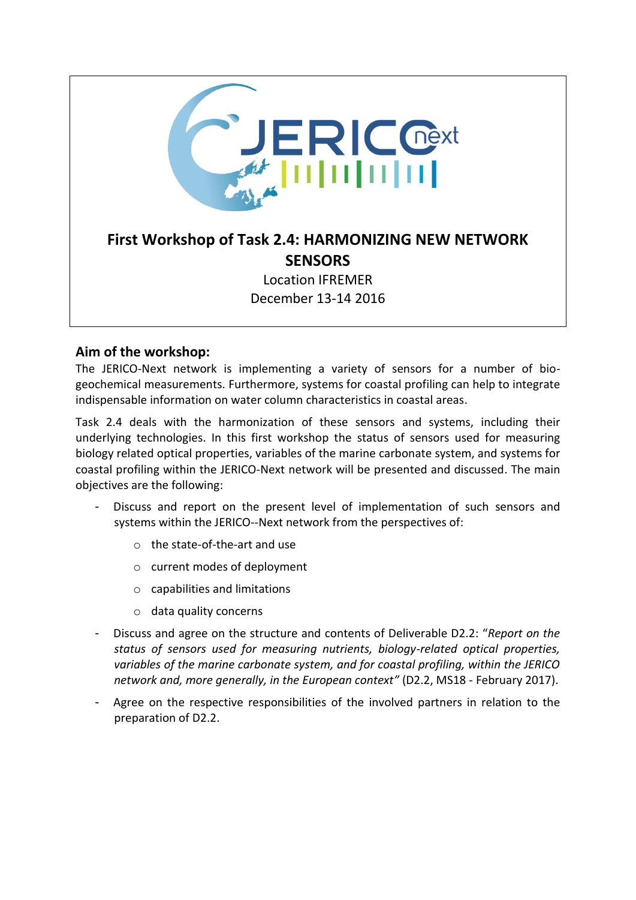# First Workshop of Task 2.4: HARMONIZING NEW NETWORK SENSORS

Location IFREMER

December 13-14 2016

## Aim of the workshop:

The JERICO-Next network is implementing a variety of sensors for a number of bio-geochemical measurements. Furthermore, systems for coastal profiling can help to integrate indispensable information on water column characteristics in coastal areas.

Task 2.4 deals with the harmonization of these sensors and systems, including their underlying technologies. In this first workshop the status of sensors used for measuring biology related optical properties, variables of the marine carbonate system, and systems for coastal profiling within the JERICO-Next network will be presented and discussed. The main objectives are the following:

- Discuss and report on the present level of implementation of such sensors and systems within the JERICO--Next network from the perspectives of:
    - the state-of-the-art and use
    - current modes of deployment
    - capabilities and limitations
    - data quality concerns
- Discuss and agree on the structure and contents of Deliverable D2.2: "*Report on the status of sensors used for measuring nutrients, biology-related optical properties, variables of the marine carbonate system, and for coastal profiling, within the JERICO network and, more generally, in the European context"* (D2.2, MS18 - February 2017).
- Agree on the respective responsibilities of the involved partners in relation to the preparation of D2.2.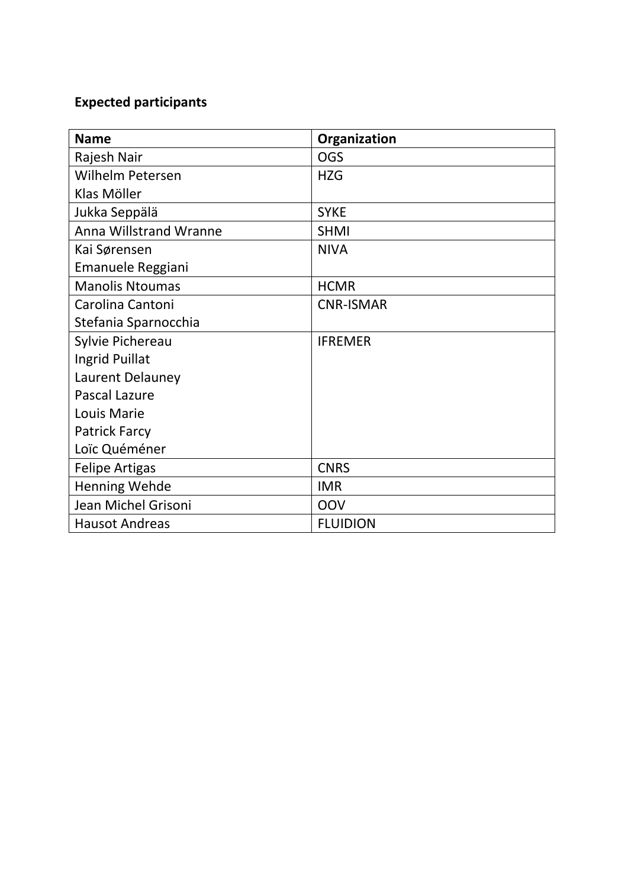**Expected participants**

| Name | Organization |
|---|---|
| Rajesh Nair | OGS |
| Wilhelm Petersen<br>Klas Möller | HZG |
| Jukka Seppälä | SYKE |
| Anna Willstrand Wranne | SHMI |
| Kai Sørensen<br>Emanuele Reggiani | NIVA |
| Manolis Ntoumas | HCMR |
| Carolina Cantoni<br>Stefania Sparnocchia | CNR-ISMAR |
| Sylvie Pichereau<br>Ingrid Puillat<br>Laurent Delauney<br>Pascal Lazure<br>Louis Marie<br>Patrick Farcy<br>Loïc Quéméner | IFREMER |
| Felipe Artigas | CNRS |
| Henning Wehde | IMR |
| Jean Michel Grisoni | OOV |
| Hausot Andreas | FLUIDION |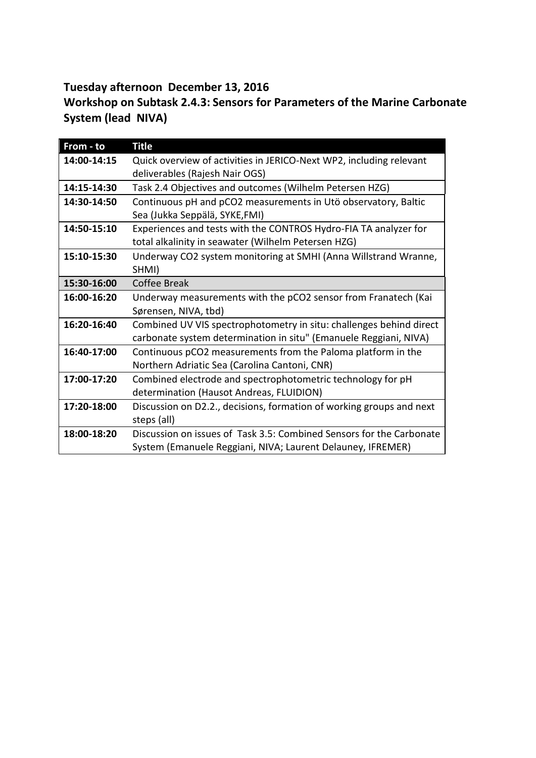**Tuesday afternoon December 13, 2016**

**Workshop on Subtask 2.4.3: Sensors for Parameters of the Marine Carbonate System (lead NIVA)**

| From - to | Title |
|---|---|
| **14:00-14:15** | Quick overview of activities in JERICO-Next WP2, including relevant deliverables (Rajesh Nair OGS) |
| **14:15-14:30** | Task 2.4 Objectives and outcomes (Wilhelm Petersen HZG) |
| **14:30-14:50** | Continuous pH and pCO2 measurements in Utö observatory, Baltic Sea (Jukka Seppälä, SYKE,FMI) |
| **14:50-15:10** | Experiences and tests with the CONTROS Hydro-FIA TA analyzer for total alkalinity in seawater (Wilhelm Petersen HZG) |
| **15:10-15:30** | Underway CO2 system monitoring at SMHI (Anna Willstrand Wranne, SHMI) |
| **15:30-16:00** | Coffee Break |
| **16:00-16:20** | Underway measurements with the pCO2 sensor from Franatech (Kai Sørensen, NIVA, tbd) |
| **16:20-16:40** | Combined UV VIS spectrophotometry in situ: challenges behind direct carbonate system determination in situ" (Emanuele Reggiani, NIVA) |
| **16:40-17:00** | Continuous pCO2 measurements from the Paloma platform in the Northern Adriatic Sea (Carolina Cantoni, CNR) |
| **17:00-17:20** | Combined electrode and spectrophotometric technology for pH determination (Hausot Andreas, FLUIDION) |
| **17:20-18:00** | Discussion on D2.2., decisions, formation of working groups and next steps (all) |
| **18:00-18:20** | Discussion on issues of Task 3.5: Combined Sensors for the Carbonate System (Emanuele Reggiani, NIVA; Laurent Delauney, IFREMER) |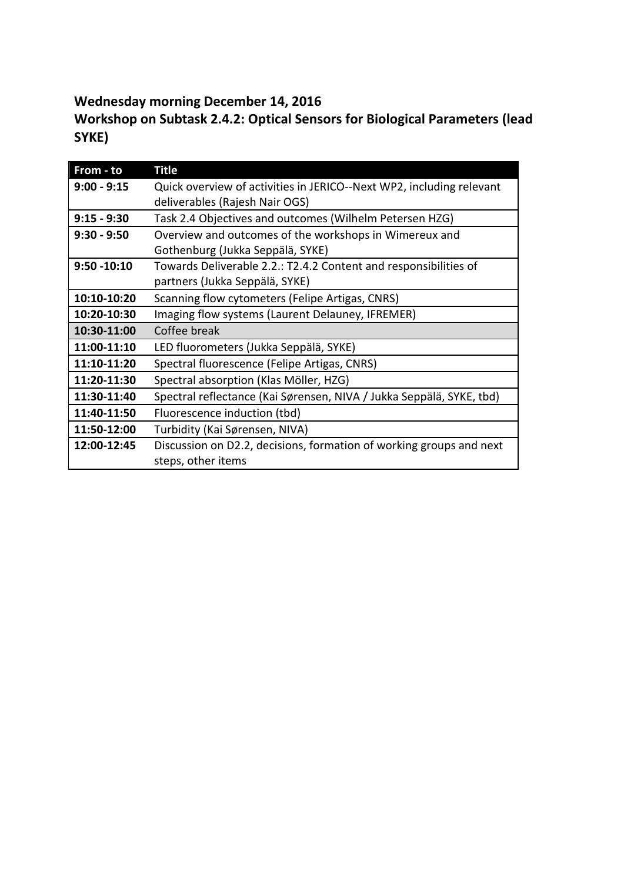**Wednesday morning December 14, 2016**

**Workshop on Subtask 2.4.2: Optical Sensors for Biological Parameters (lead SYKE)**

| From - to | Title |
|---|---|
| **9:00 - 9:15** | Quick overview of activities in JERICO--Next WP2, including relevant deliverables (Rajesh Nair OGS) |
| **9:15 - 9:30** | Task 2.4 Objectives and outcomes (Wilhelm Petersen HZG) |
| **9:30 - 9:50** | Overview and outcomes of the workshops in Wimereux and Gothenburg (Jukka Seppälä, SYKE) |
| **9:50 -10:10** | Towards Deliverable 2.2.: T2.4.2 Content and responsibilities of partners (Jukka Seppälä, SYKE) |
| **10:10-10:20** | Scanning flow cytometers (Felipe Artigas, CNRS) |
| **10:20-10:30** | Imaging flow systems (Laurent Delauney, IFREMER) |
| **10:30-11:00** | Coffee break |
| **11:00-11:10** | LED fluorometers (Jukka Seppälä, SYKE) |
| **11:10-11:20** | Spectral fluorescence (Felipe Artigas, CNRS) |
| **11:20-11:30** | Spectral absorption (Klas Möller, HZG) |
| **11:30-11:40** | Spectral reflectance (Kai Sørensen, NIVA / Jukka Seppälä, SYKE, tbd) |
| **11:40-11:50** | Fluorescence induction (tbd) |
| **11:50-12:00** | Turbidity (Kai Sørensen, NIVA) |
| **12:00-12:45** | Discussion on D2.2, decisions, formation of working groups and next steps, other items |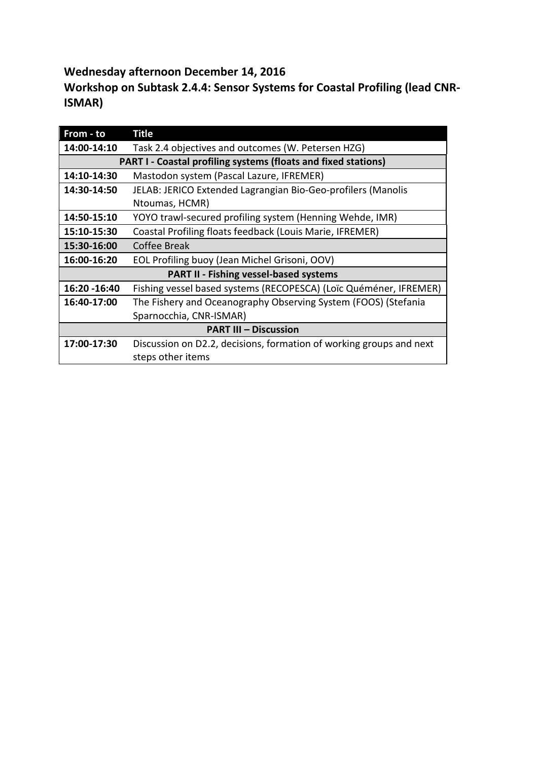**Wednesday afternoon December 14, 2016**

**Workshop on Subtask 2.4.4: Sensor Systems for Coastal Profiling (lead CNR-ISMAR)**

| From - to | Title |
|---|---|
| **14:00-14:10** | Task 2.4 objectives and outcomes (W. Petersen HZG) |
| **PART I - Coastal profiling systems (floats and fixed stations)** | |
| **14:10-14:30** | Mastodon system (Pascal Lazure, IFREMER) |
| **14:30-14:50** | JELAB: JERICO Extended Lagrangian Bio-Geo-profilers (Manolis Ntoumas, HCMR) |
| **14:50-15:10** | YOYO trawl-secured profiling system (Henning Wehde, IMR) |
| **15:10-15:30** | Coastal Profiling floats feedback (Louis Marie, IFREMER) |
| **15:30-16:00** | Coffee Break |
| **16:00-16:20** | EOL Profiling buoy (Jean Michel Grisoni, OOV) |
| **PART II - Fishing vessel-based systems** | |
| **16:20 -16:40** | Fishing vessel based systems (RECOPESCA) (Loïc Quéméner, IFREMER) |
| **16:40-17:00** | The Fishery and Oceanography Observing System (FOOS) (Stefania Sparnocchia, CNR-ISMAR) |
| **PART III – Discussion** | |
| **17:00-17:30** | Discussion on D2.2, decisions, formation of working groups and next steps other items |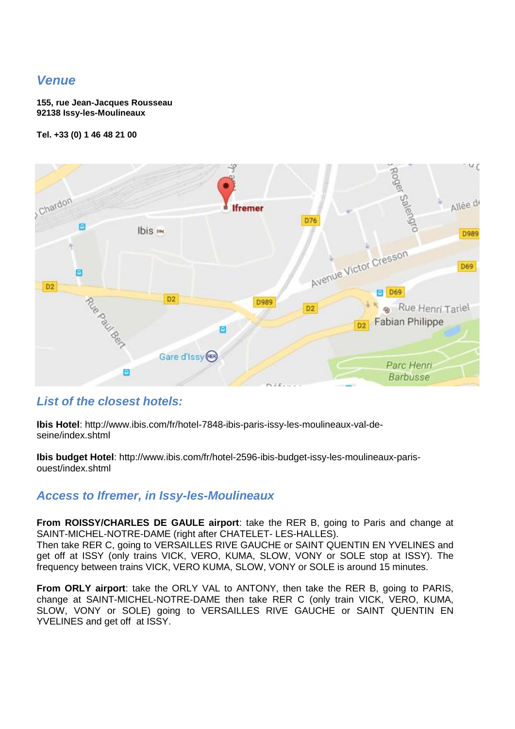## Venue

**155, rue Jean-Jacques Rousseau**
**92138 Issy-les-Moulineaux**

**Tel. +33 (0) 1 46 48 21 00**

## List of the closest hotels:

**Ibis Hotel**: http://www.ibis.com/fr/hotel-7848-ibis-paris-issy-les-moulineaux-val-de-seine/index.shtml

**Ibis budget Hotel**: http://www.ibis.com/fr/hotel-2596-ibis-budget-issy-les-moulineaux-paris-ouest/index.shtml

## Access to Ifremer, in Issy-les-Moulineaux

**From ROISSY/CHARLES DE GAULE airport**: take the RER B, going to Paris and change at SAINT-MICHEL-NOTRE-DAME (right after CHATELET- LES-HALLES).
Then take RER C, going to VERSAILLES RIVE GAUCHE or SAINT QUENTIN EN YVELINES and get off at ISSY (only trains VICK, VERO, KUMA, SLOW, VONY or SOLE stop at ISSY). The frequency between trains VICK, VERO KUMA, SLOW, VONY or SOLE is around 15 minutes.

**From ORLY airport**: take the ORLY VAL to ANTONY, then take the RER B, going to PARIS, change at SAINT-MICHEL-NOTRE-DAME then take RER C (only train VICK, VERO, KUMA, SLOW, VONY or SOLE) going to VERSAILLES RIVE GAUCHE or SAINT QUENTIN EN YVELINES and get off at ISSY.